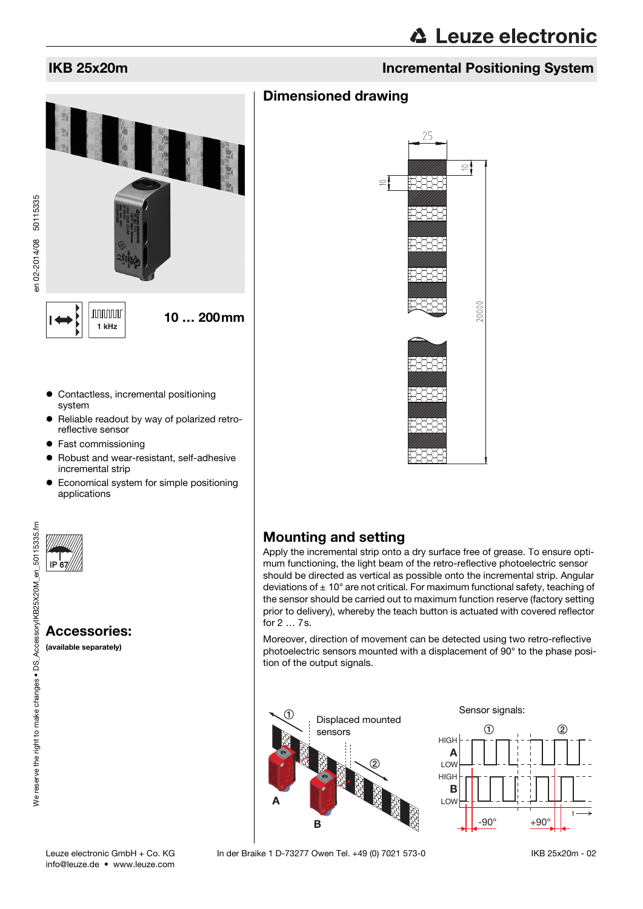# IKB 25x20m

## Incremental Positioning System

1 kHz

10 … 200 mm

- Contactless, incremental positioning system
- Reliable readout by way of polarized retro-reflective sensor
- Fast commissioning
- Robust and wear-resistant, self-adhesive incremental strip
- Economical system for simple positioning applications

IP 67

## Accessories:

**(available separately)**

## Dimensioned drawing

## Mounting and setting

Apply the incremental strip onto a dry surface free of grease. To ensure optimum functioning, the light beam of the retro-reflective photoelectric sensor should be directed as vertical as possible onto the incremental strip. Angular deviations of ± 10° are not critical. For maximum functional safety, teaching of the sensor should be carried out to maximum function reserve (factory setting prior to delivery), whereby the teach button is actuated with covered reflector for 2 … 7 s.

Moreover, direction of movement can be detected using two retro-reflective photoelectric sensors mounted with a displacement of 90° to the phase position of the output signals.

Displaced mounted sensors

Sensor signals: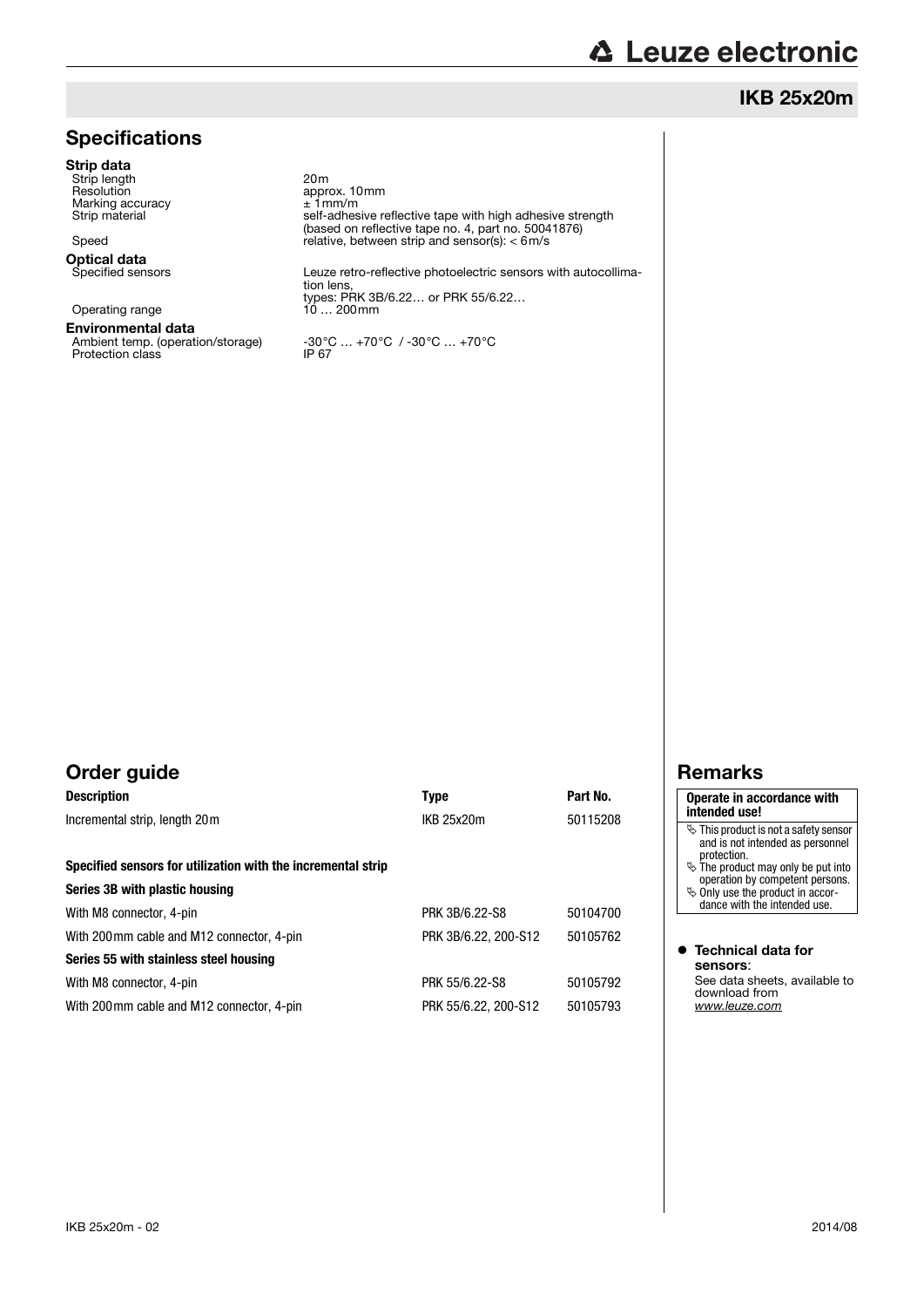## IKB 25x20m

## Specifications

**Strip data**

| | |
|---|---|
| Strip length | 20m |
| Resolution | approx. 10mm |
| Marking accuracy | ± 1mm/m |
| Strip material | self-adhesive reflective tape with high adhesive strength (based on reflective tape no. 4, part no. 50041876) |
| Speed | relative, between strip and sensor(s): < 6m/s |

**Optical data**

| | |
|---|---|
| Specified sensors | Leuze retro-reflective photoelectric sensors with autocollimation lens, types: PRK 3B/6.22… or PRK 55/6.22… |
| Operating range | 10 … 200mm |

**Environmental data**

| | |
|---|---|
| Ambient temp. (operation/storage) | -30°C … +70°C / -30°C … +70°C |
| Protection class | IP 67 |

## Order guide

| Description | Type | Part No. |
|---|---|---|
| Incremental strip, length 20m | IKB 25x20m | 50115208 |
| **Specified sensors for utilization with the incremental strip** | | |
| **Series 3B with plastic housing** | | |
| With M8 connector, 4-pin | PRK 3B/6.22-S8 | 50104700 |
| With 200mm cable and M12 connector, 4-pin | PRK 3B/6.22, 200-S12 | 50105762 |
| **Series 55 with stainless steel housing** | | |
| With M8 connector, 4-pin | PRK 55/6.22-S8 | 50105792 |
| With 200mm cable and M12 connector, 4-pin | PRK 55/6.22, 200-S12 | 50105793 |

## Remarks

**Operate in accordance with intended use!**

- This product is not a safety sensor and is not intended as personnel protection.
- The product may only be put into operation by competent persons.
- Only use the product in accordance with the intended use.

- **Technical data for sensors**: See data sheets, available to download from *www.leuze.com*